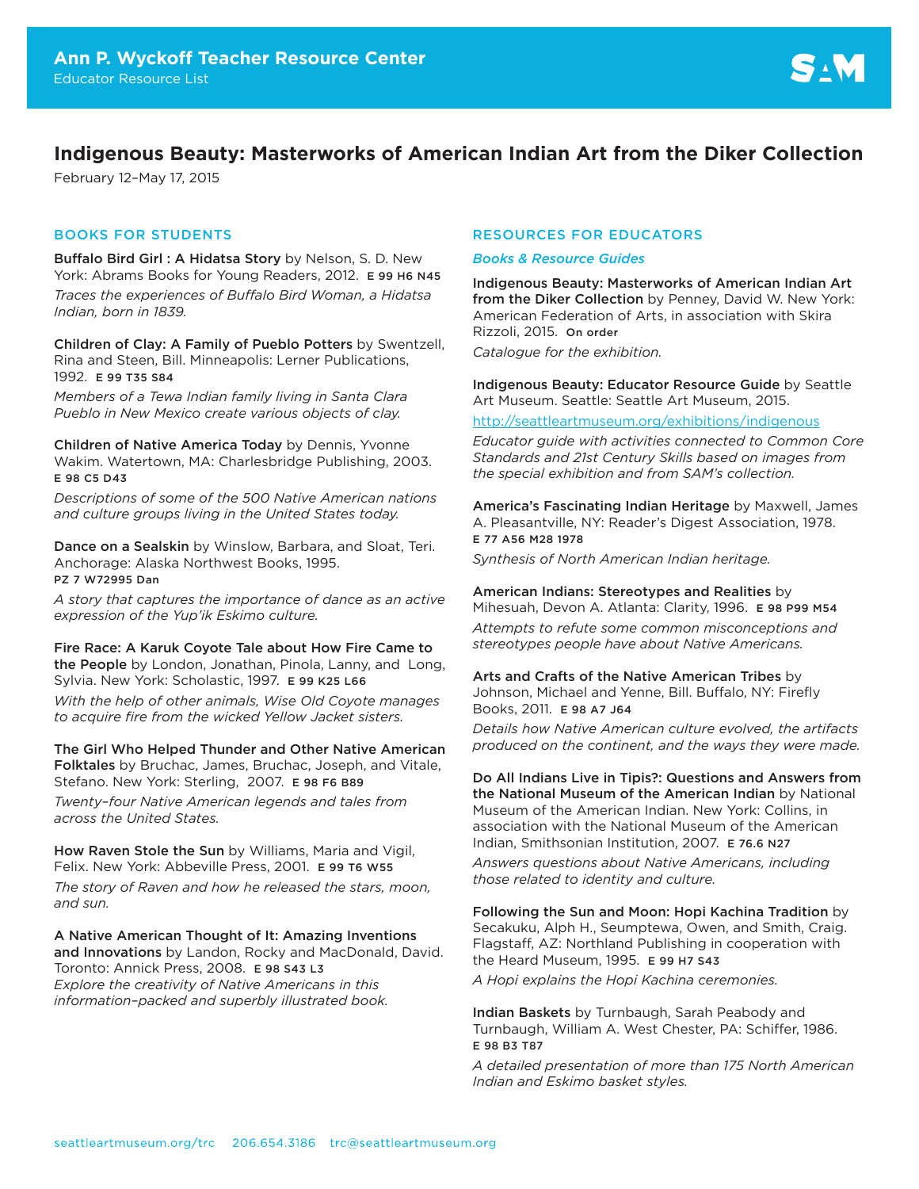Ann P. Wyckoff Teacher Resource Center
Educator Resource List

# Indigenous Beauty: Masterworks of American Indian Art from the Diker Collection

February 12–May 17, 2015

## BOOKS FOR STUDENTS

**Buffalo Bird Girl : A Hidatsa Story** by Nelson, S. D. New York: Abrams Books for Young Readers, 2012. E 99 H6 N45

*Traces the experiences of Buffalo Bird Woman, a Hidatsa Indian, born in 1839.*

**Children of Clay: A Family of Pueblo Potters** by Swentzell, Rina and Steen, Bill. Minneapolis: Lerner Publications, 1992. E 99 T35 S84

*Members of a Tewa Indian family living in Santa Clara Pueblo in New Mexico create various objects of clay.*

**Children of Native America Today** by Dennis, Yvonne Wakim. Watertown, MA: Charlesbridge Publishing, 2003. E 98 C5 D43

*Descriptions of some of the 500 Native American nations and culture groups living in the United States today.*

**Dance on a Sealskin** by Winslow, Barbara, and Sloat, Teri. Anchorage: Alaska Northwest Books, 1995. PZ 7 W72995 Dan

*A story that captures the importance of dance as an active expression of the Yup'ik Eskimo culture.*

**Fire Race: A Karuk Coyote Tale about How Fire Came to the People** by London, Jonathan, Pinola, Lanny, and Long, Sylvia. New York: Scholastic, 1997. E 99 K25 L66

*With the help of other animals, Wise Old Coyote manages to acquire fire from the wicked Yellow Jacket sisters.*

**The Girl Who Helped Thunder and Other Native American Folktales** by Bruchac, James, Bruchac, Joseph, and Vitale, Stefano. New York: Sterling, 2007. E 98 F6 B89

*Twenty-four Native American legends and tales from across the United States.*

**How Raven Stole the Sun** by Williams, Maria and Vigil, Felix. New York: Abbeville Press, 2001. E 99 T6 W55

*The story of Raven and how he released the stars, moon, and sun.*

**A Native American Thought of It: Amazing Inventions and Innovations** by Landon, Rocky and MacDonald, David. Toronto: Annick Press, 2008. E 98 S43 L3

*Explore the creativity of Native Americans in this information-packed and superbly illustrated book.*

## RESOURCES FOR EDUCATORS

### *Books & Resource Guides*

**Indigenous Beauty: Masterworks of American Indian Art from the Diker Collection** by Penney, David W. New York: American Federation of Arts, in association with Skira Rizzoli, 2015. On order

*Catalogue for the exhibition.*

**Indigenous Beauty: Educator Resource Guide** by Seattle Art Museum. Seattle: Seattle Art Museum, 2015.

http://seattleartmuseum.org/exhibitions/indigenous

*Educator guide with activities connected to Common Core Standards and 21st Century Skills based on images from the special exhibition and from SAM's collection.*

**America's Fascinating Indian Heritage** by Maxwell, James A. Pleasantville, NY: Reader's Digest Association, 1978. E 77 A56 M28 1978

*Synthesis of North American Indian heritage.*

**American Indians: Stereotypes and Realities** by Mihesuah, Devon A. Atlanta: Clarity, 1996. E 98 P99 M54

*Attempts to refute some common misconceptions and stereotypes people have about Native Americans.*

**Arts and Crafts of the Native American Tribes** by Johnson, Michael and Yenne, Bill. Buffalo, NY: Firefly Books, 2011. E 98 A7 J64

*Details how Native American culture evolved, the artifacts produced on the continent, and the ways they were made.*

**Do All Indians Live in Tipis?: Questions and Answers from the National Museum of the American Indian** by National Museum of the American Indian. New York: Collins, in association with the National Museum of the American Indian, Smithsonian Institution, 2007. E 76.6 N27

*Answers questions about Native Americans, including those related to identity and culture.*

**Following the Sun and Moon: Hopi Kachina Tradition** by Secakuku, Alph H., Seumptewa, Owen, and Smith, Craig. Flagstaff, AZ: Northland Publishing in cooperation with the Heard Museum, 1995. E 99 H7 S43

*A Hopi explains the Hopi Kachina ceremonies.*

**Indian Baskets** by Turnbaugh, Sarah Peabody and Turnbaugh, William A. West Chester, PA: Schiffer, 1986. E 98 B3 T87

*A detailed presentation of more than 175 North American Indian and Eskimo basket styles.*

seattleartmuseum.org/trc 206.654.3186 trc@seattleartmuseum.org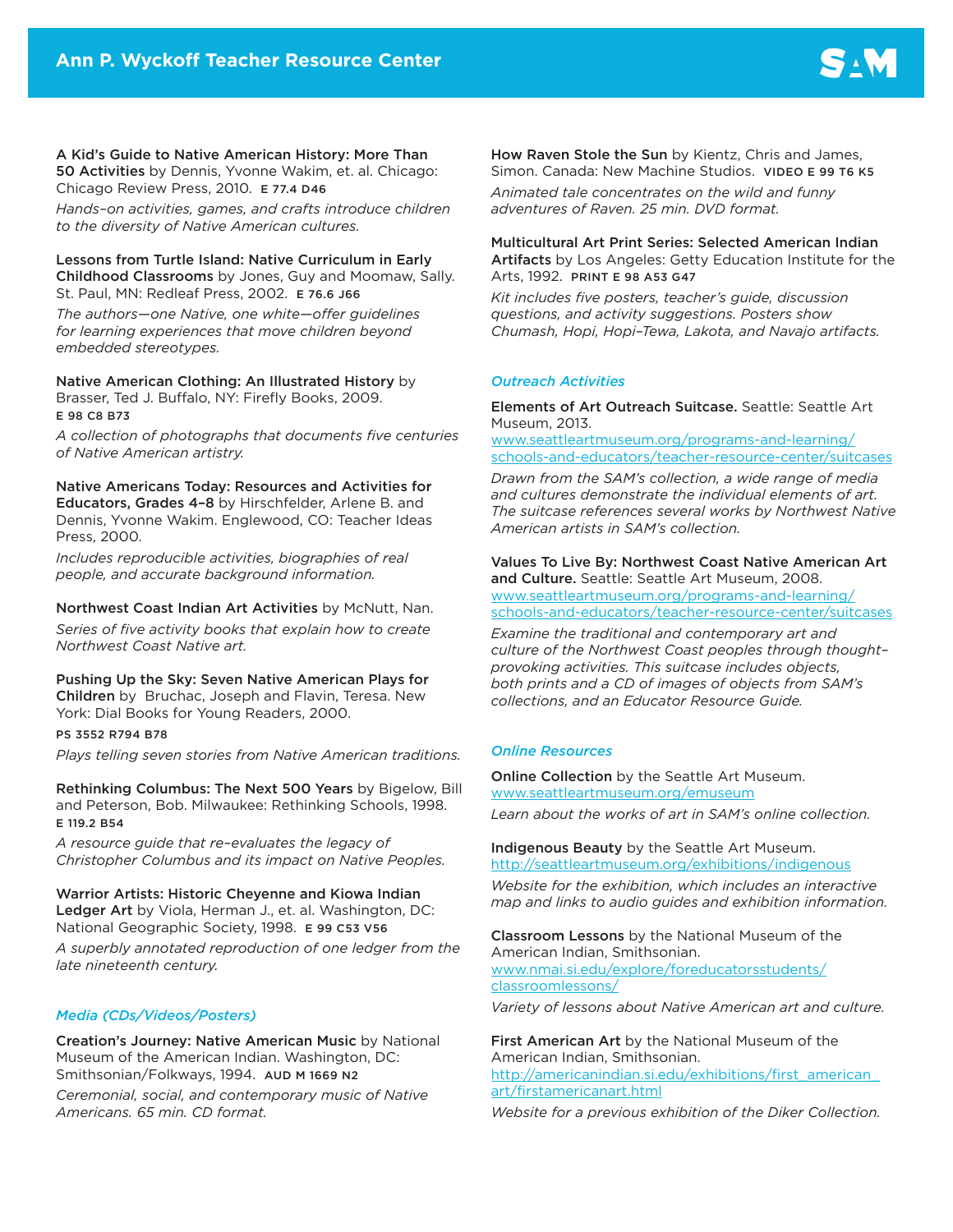**A Kid's Guide to Native American History: More Than 50 Activities** by Dennis, Yvonne Wakim, et. al. Chicago: Chicago Review Press, 2010. E 77.4 D46

*Hands–on activities, games, and crafts introduce children to the diversity of Native American cultures.*

**Lessons from Turtle Island: Native Curriculum in Early Childhood Classrooms** by Jones, Guy and Moomaw, Sally. St. Paul, MN: Redleaf Press, 2002. E 76.6 J66

*The authors—one Native, one white—offer guidelines for learning experiences that move children beyond embedded stereotypes.*

**Native American Clothing: An Illustrated History** by Brasser, Ted J. Buffalo, NY: Firefly Books, 2009. E 98 C8 B73

*A collection of photographs that documents five centuries of Native American artistry.*

**Native Americans Today: Resources and Activities for Educators, Grades 4–8** by Hirschfelder, Arlene B. and Dennis, Yvonne Wakim. Englewood, CO: Teacher Ideas Press, 2000.

*Includes reproducible activities, biographies of real people, and accurate background information.*

**Northwest Coast Indian Art Activities** by McNutt, Nan.

*Series of five activity books that explain how to create Northwest Coast Native art.*

**Pushing Up the Sky: Seven Native American Plays for Children** by Bruchac, Joseph and Flavin, Teresa. New York: Dial Books for Young Readers, 2000.

PS 3552 R794 B78

*Plays telling seven stories from Native American traditions.*

**Rethinking Columbus: The Next 500 Years** by Bigelow, Bill and Peterson, Bob. Milwaukee: Rethinking Schools, 1998. E 119.2 B54

*A resource guide that re–evaluates the legacy of Christopher Columbus and its impact on Native Peoples.*

**Warrior Artists: Historic Cheyenne and Kiowa Indian Ledger Art** by Viola, Herman J., et. al. Washington, DC: National Geographic Society, 1998. E 99 C53 V56

*A superbly annotated reproduction of one ledger from the late nineteenth century.*

### *Media (CDs/Videos/Posters)*

**Creation's Journey: Native American Music** by National Museum of the American Indian. Washington, DC: Smithsonian/Folkways, 1994. AUD M 1669 N2

*Ceremonial, social, and contemporary music of Native Americans. 65 min. CD format.*

**How Raven Stole the Sun** by Kientz, Chris and James, Simon. Canada: New Machine Studios. VIDEO E 99 T6 K5

*Animated tale concentrates on the wild and funny adventures of Raven. 25 min. DVD format.*

**Multicultural Art Print Series: Selected American Indian Artifacts** by Los Angeles: Getty Education Institute for the Arts, 1992. PRINT E 98 A53 G47

*Kit includes five posters, teacher's guide, discussion questions, and activity suggestions. Posters show Chumash, Hopi, Hopi–Tewa, Lakota, and Navajo artifacts.*

### *Outreach Activities*

**Elements of Art Outreach Suitcase.** Seattle: Seattle Art Museum, 2013.
www.seattleartmuseum.org/programs-and-learning/schools-and-educators/teacher-resource-center/suitcases

*Drawn from the SAM's collection, a wide range of media and cultures demonstrate the individual elements of art. The suitcase references several works by Northwest Native American artists in SAM's collection.*

**Values To Live By: Northwest Coast Native American Art and Culture.** Seattle: Seattle Art Museum, 2008.
www.seattleartmuseum.org/programs-and-learning/schools-and-educators/teacher-resource-center/suitcases

*Examine the traditional and contemporary art and culture of the Northwest Coast peoples through thought–provoking activities. This suitcase includes objects, both prints and a CD of images of objects from SAM's collections, and an Educator Resource Guide.*

### *Online Resources*

**Online Collection** by the Seattle Art Museum.
www.seattleartmuseum.org/emuseum

*Learn about the works of art in SAM's online collection.*

**Indigenous Beauty** by the Seattle Art Museum.
http://seattleartmuseum.org/exhibitions/indigenous

*Website for the exhibition, which includes an interactive map and links to audio guides and exhibition information.*

**Classroom Lessons** by the National Museum of the American Indian, Smithsonian.
www.nmai.si.edu/explore/foreducatorsstudents/classroomlessons/

*Variety of lessons about Native American art and culture.*

**First American Art** by the National Museum of the American Indian, Smithsonian.
http://americanindian.si.edu/exhibitions/first_american_art/firstamericanart.html

*Website for a previous exhibition of the Diker Collection.*